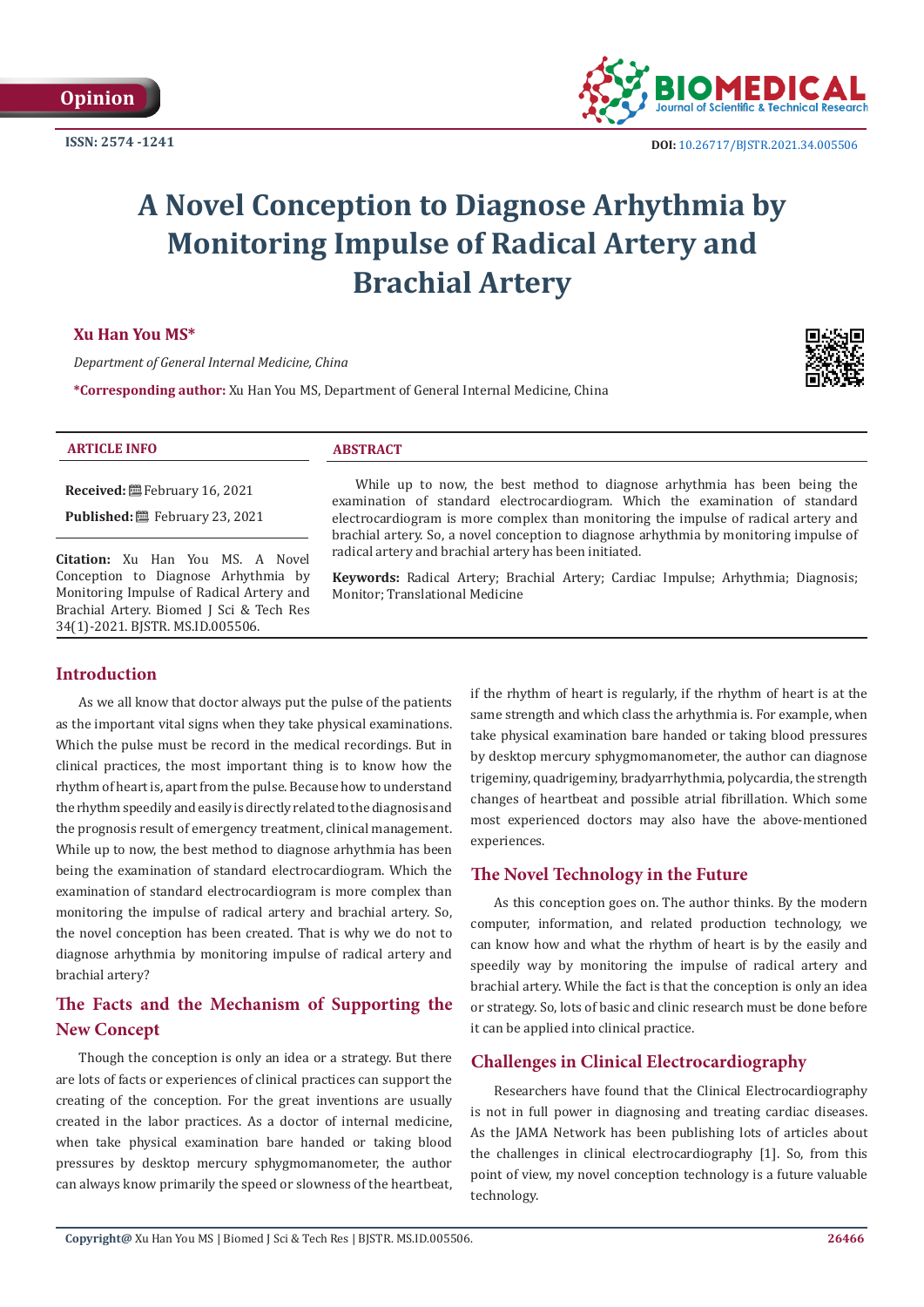Opinion

ISSN: 2574 -1241

DOI: 10.26717/BJSTR.2021.34.005506

# A Novel Conception to Diagnose Arhythmia by Monitoring Impulse of Radical Artery and Brachial Artery

**Xu Han You MS***

*Department of General Internal Medicine, China*

***Corresponding author:** Xu Han You MS, Department of General Internal Medicine, China

**ARTICLE INFO**

**Received:** February 16, 2021

**Published:** February 23, 2021

**Citation:** Xu Han You MS. A Novel Conception to Diagnose Arhythmia by Monitoring Impulse of Radical Artery and Brachial Artery. Biomed J Sci & Tech Res 34(1)-2021. BJSTR. MS.ID.005506.

**ABSTRACT**

While up to now, the best method to diagnose arhythmia has been being the examination of standard electrocardiogram. Which the examination of standard electrocardiogram is more complex than monitoring the impulse of radical artery and brachial artery. So, a novel conception to diagnose arhythmia by monitoring impulse of radical artery and brachial artery has been initiated.

**Keywords:** Radical Artery; Brachial Artery; Cardiac Impulse; Arhythmia; Diagnosis; Monitor; Translational Medicine

## Introduction

As we all know that doctor always put the pulse of the patients as the important vital signs when they take physical examinations. Which the pulse must be record in the medical recordings. But in clinical practices, the most important thing is to know how the rhythm of heart is, apart from the pulse. Because how to understand the rhythm speedily and easily is directly related to the diagnosis and the prognosis result of emergency treatment, clinical management. While up to now, the best method to diagnose arhythmia has been being the examination of standard electrocardiogram. Which the examination of standard electrocardiogram is more complex than monitoring the impulse of radical artery and brachial artery. So, the novel conception has been created. That is why we do not to diagnose arhythmia by monitoring impulse of radical artery and brachial artery?

## The Facts and the Mechanism of Supporting the New Concept

Though the conception is only an idea or a strategy. But there are lots of facts or experiences of clinical practices can support the creating of the conception. For the great inventions are usually created in the labor practices. As a doctor of internal medicine, when take physical examination bare handed or taking blood pressures by desktop mercury sphygmomanometer, the author can always know primarily the speed or slowness of the heartbeat, if the rhythm of heart is regularly, if the rhythm of heart is at the same strength and which class the arhythmia is. For example, when take physical examination bare handed or taking blood pressures by desktop mercury sphygmomanometer, the author can diagnose trigeminy, quadrigeminy, bradyarrhythmia, polycardia, the strength changes of heartbeat and possible atrial fibrillation. Which some most experienced doctors may also have the above-mentioned experiences.

## The Novel Technology in the Future

As this conception goes on. The author thinks. By the modern computer, information, and related production technology, we can know how and what the rhythm of heart is by the easily and speedily way by monitoring the impulse of radical artery and brachial artery. While the fact is that the conception is only an idea or strategy. So, lots of basic and clinic research must be done before it can be applied into clinical practice.

## Challenges in Clinical Electrocardiography

Researchers have found that the Clinical Electrocardiography is not in full power in diagnosing and treating cardiac diseases. As the JAMA Network has been publishing lots of articles about the challenges in clinical electrocardiography [1]. So, from this point of view, my novel conception technology is a future valuable technology.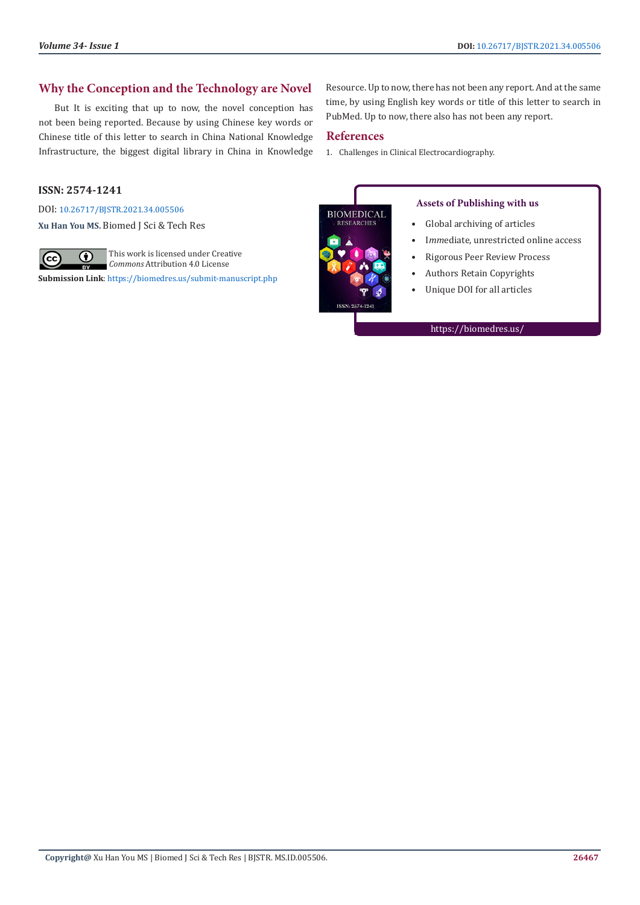## Why the Conception and the Technology are Novel

But It is exciting that up to now, the novel conception has not been being reported. Because by using Chinese key words or Chinese title of this letter to search in China National Knowledge Infrastructure, the biggest digital library in China in Knowledge Resource. Up to now, there has not been any report. And at the same time, by using English key words or title of this letter to search in PubMed. Up to now, there also has not been any report.

## References

1. Challenges in Clinical Electrocardiography.

**ISSN: 2574-1241**

DOI: 10.26717/BJSTR.2021.34.005506

**Xu Han You MS.** Biomed J Sci & Tech Res

This work is licensed under Creative *Commons* Attribution 4.0 License

**Submission Link**: https://biomedres.us/submit-manuscript.php

**Assets of Publishing with us**

- Global archiving of articles
- Immediate, unrestricted online access
- Rigorous Peer Review Process
- Authors Retain Copyrights
- Unique DOI for all articles

https://biomedres.us/